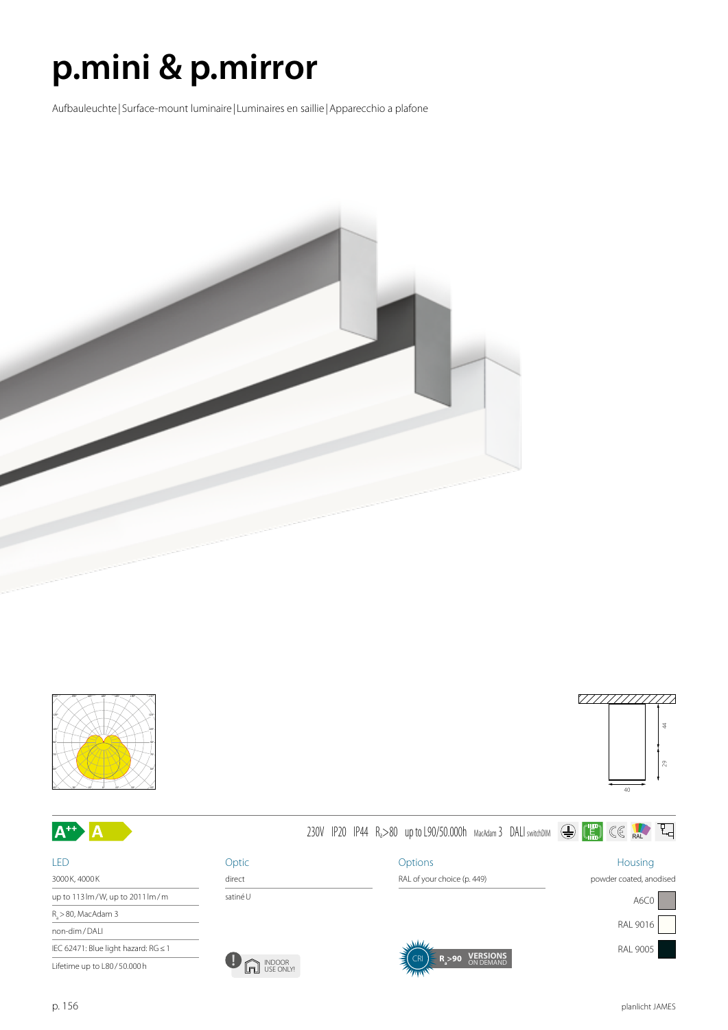# p.mini & p.mirror

Aufbauleuchte | Surface-mount luminaire | Luminaires en saillie | Apparecchio a plafone

A++ A

230V IP20 IP44 $R_a$>80 up to L90/50.000h MacAdam 3 DALI switchDIM

| LED | Optic | Options | Housing |
|---|---|---|---|
| 3000 K, 4000 K | direct | RAL of your choice (p. 449) | powder coated, anodised |
| up to 113 lm/W, up to 2011 lm/m | satiné U | | A6C0 |
| $R_a$ > 80, MacAdam 3 | | | RAL 9016 |
| non-dim/DALI | | | RAL 9005 |
| IEC 62471: Blue light hazard: RG ≤ 1 | | | |
| Lifetime up to L80/50.000 h | | | |

INDOOR USE ONLY!

CRI $R_a$ >90 VERSIONS ON DEMAND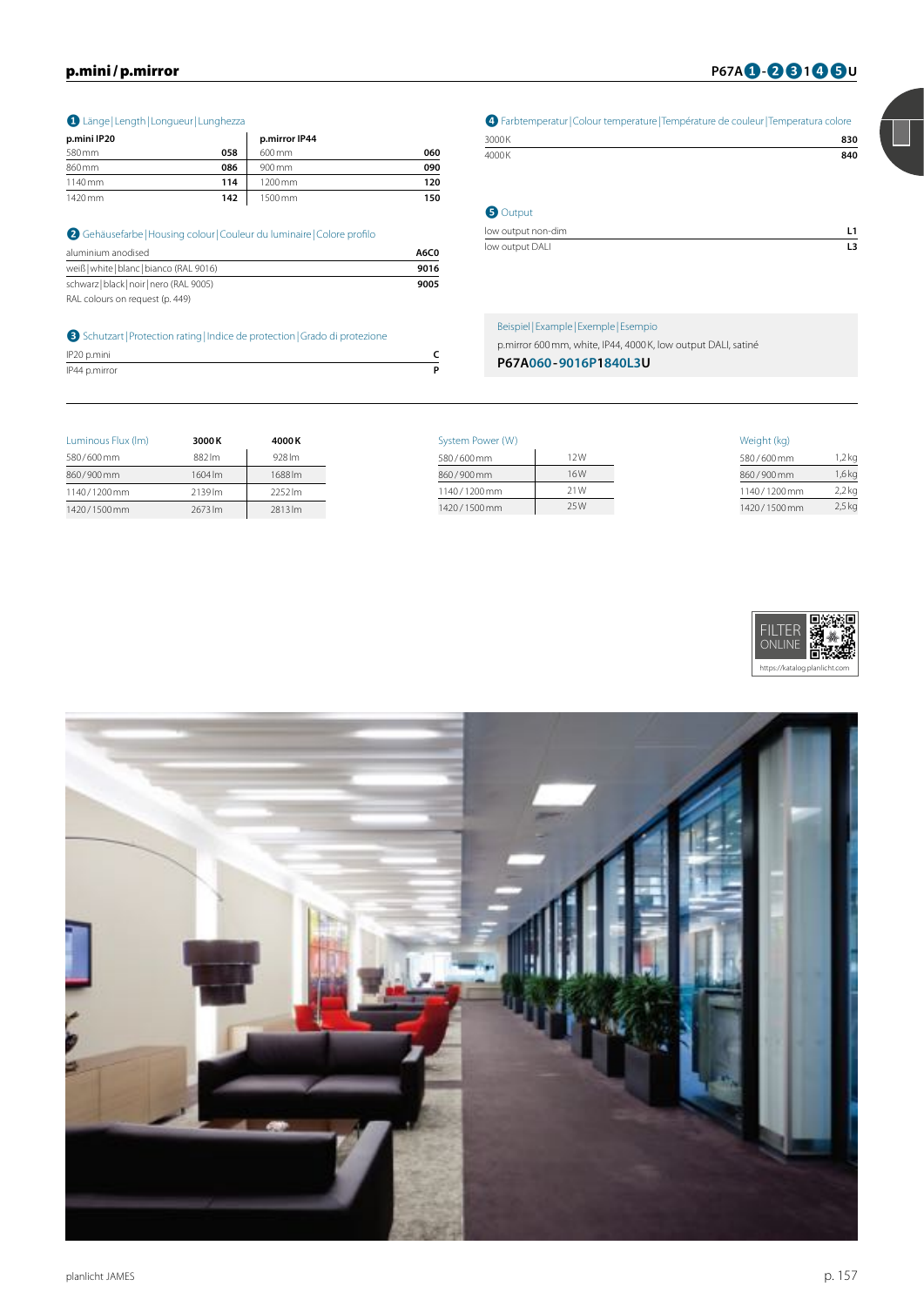## p.mini / p.mirror

**P67A 1 - 2 3 1 4 5 U**

**1** Länge | Length | Longueur | Lunghezza

| p.mini IP20 | | p.mirror IP44 | |
|---|---|---|---|
| 580 mm | 058 | 600 mm | 060 |
| 860 mm | 086 | 900 mm | 090 |
| 1140 mm | 114 | 1200 mm | 120 |
| 1420 mm | 142 | 1500 mm | 150 |

**2** Gehäusefarbe | Housing colour | Couleur du luminaire | Colore profilo

| | |
|---|---|
| aluminium anodised | A6C0 |
| weiß \| white \| blanc \| bianco (RAL 9016) | 9016 |
| schwarz \| black \| noir \| nero (RAL 9005) | 9005 |

RAL colours on request (p. 449)

**3** Schutzart | Protection rating | Indice de protection | Grado di protezione

| | |
|---|---|
| IP20 p.mini | C |
| IP44 p.mirror | P |

**4** Farbtemperatur | Colour temperature | Température de couleur | Temperatura colore

| | |
|---|---|
| 3000 K | 830 |
| 4000 K | 840 |

**5** Output

| | |
|---|---|
| low output non-dim | L1 |
| low output DALI | L3 |

Beispiel | Example | Exemple | Esempio

p.mirror 600 mm, white, IP44, 4000 K, low output DALI, satiné

**P67A060-9016P1840L3U**

| Luminous Flux (lm) | 3000 K | 4000 K |
|---|---|---|
| 580 / 600 mm | 882 lm | 928 lm |
| 860 / 900 mm | 1604 lm | 1688 lm |
| 1140 / 1200 mm | 2139 lm | 2252 lm |
| 1420 / 1500 mm | 2673 lm | 2813 lm |

| System Power (W) | |
|---|---|
| 580 / 600 mm | 12 W |
| 860 / 900 mm | 16 W |
| 1140 / 1200 mm | 21 W |
| 1420 / 1500 mm | 25 W |

| Weight (kg) | |
|---|---|
| 580 / 600 mm | 1,2 kg |
| 860 / 900 mm | 1,6 kg |
| 1140 / 1200 mm | 2,2 kg |
| 1420 / 1500 mm | 2,5 kg |

FILTER ONLINE

https://katalog.planlicht.com